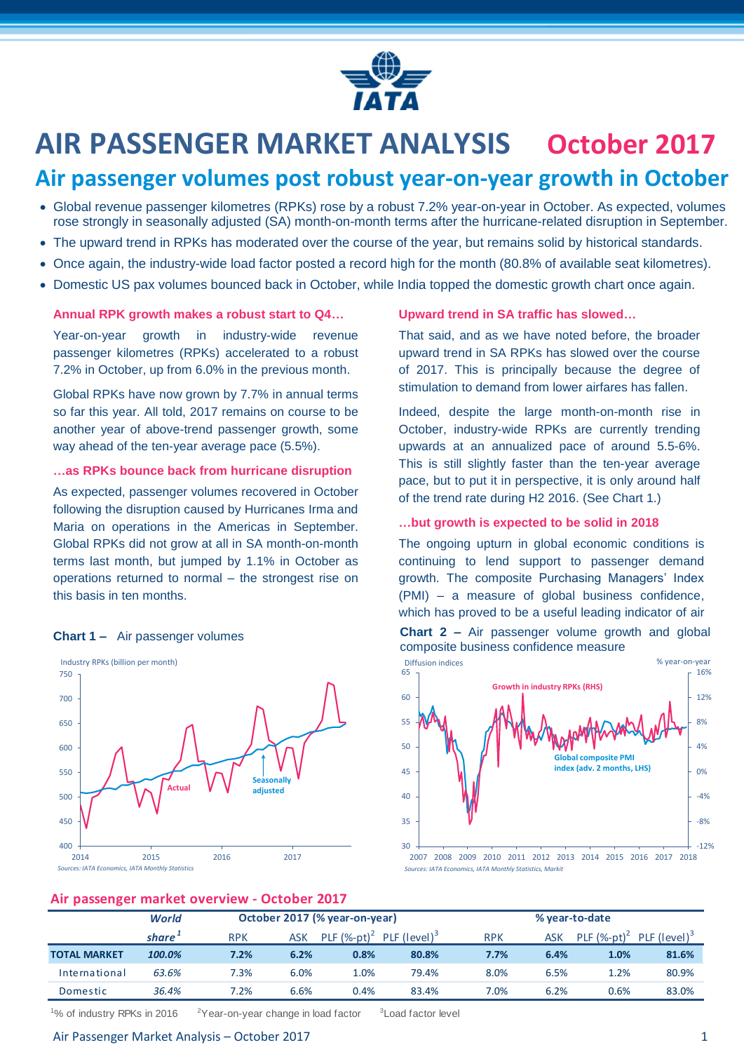# AIR PASSENGER MARKET ANALYSIS October 2017

## Air passenger volumes post robust year-on-year growth in October

- Global revenue passenger kilometres (RPKs) rose by a robust 7.2% year-on-year in October. As expected, volumes rose strongly in seasonally adjusted (SA) month-on-month terms after the hurricane-related disruption in September.
- The upward trend in RPKs has moderated over the course of the year, but remains solid by historical standards.
- Once again, the industry-wide load factor posted a record high for the month (80.8% of available seat kilometres).
- Domestic US pax volumes bounced back in October, while India topped the domestic growth chart once again.

### Annual RPK growth makes a robust start to Q4…

Year-on-year growth in industry-wide revenue passenger kilometres (RPKs) accelerated to a robust 7.2% in October, up from 6.0% in the previous month.

Global RPKs have now grown by 7.7% in annual terms so far this year. All told, 2017 remains on course to be another year of above-trend passenger growth, some way ahead of the ten-year average pace (5.5%).

### …as RPKs bounce back from hurricane disruption

As expected, passenger volumes recovered in October following the disruption caused by Hurricanes Irma and Maria on operations in the Americas in September. Global RPKs did not grow at all in SA month-on-month terms last month, but jumped by 1.1% in October as operations returned to normal – the strongest rise on this basis in ten months.

**Chart 1 –** Air passenger volumes

Industry RPKs (billion per month)

Sources: IATA Economics, IATA Monthly Statistics

### Upward trend in SA traffic has slowed…

That said, and as we have noted before, the broader upward trend in SA RPKs has slowed over the course of 2017. This is principally because the degree of stimulation to demand from lower airfares has fallen.

Indeed, despite the large month-on-month rise in October, industry-wide RPKs are currently trending upwards at an annualized pace of around 5.5-6%. This is still slightly faster than the ten-year average pace, but to put it in perspective, it is only around half of the trend rate during H2 2016. (See Chart 1.)

### …but growth is expected to be solid in 2018

The ongoing upturn in global economic conditions is continuing to lend support to passenger demand growth. The composite Purchasing Managers' Index (PMI) – a measure of global business confidence, which has proved to be a useful leading indicator of air

**Chart 2 –** Air passenger volume growth and global composite business confidence measure

Sources: IATA Economics, IATA Monthly Statistics, Markit

### Air passenger market overview - October 2017

| | World share[1] | October 2017 (% year-on-year) | | | | % year-to-date | | | |
|---|---|---|---|---|---|---|---|---|---|
| | | RPK | ASK | PLF (%-pt)[2] | PLF (level)[3] | RPK | ASK | PLF (%-pt)[2] | PLF (level)[3] |
| **TOTAL MARKET** | **100.0%** | **7.2%** | **6.2%** | **0.8%** | **80.8%** | **7.7%** | **6.4%** | **1.0%** | **81.6%** |
| International | 63.6% | 7.3% | 6.0% | 1.0% | 79.4% | 8.0% | 6.5% | 1.2% | 80.9% |
| Domestic | 36.4% | 7.2% | 6.6% | 0.4% | 83.4% | 7.0% | 6.2% | 0.6% | 83.0% |

[1]% of industry RPKs in 2016 [2]Year-on-year change in load factor [3]Load factor level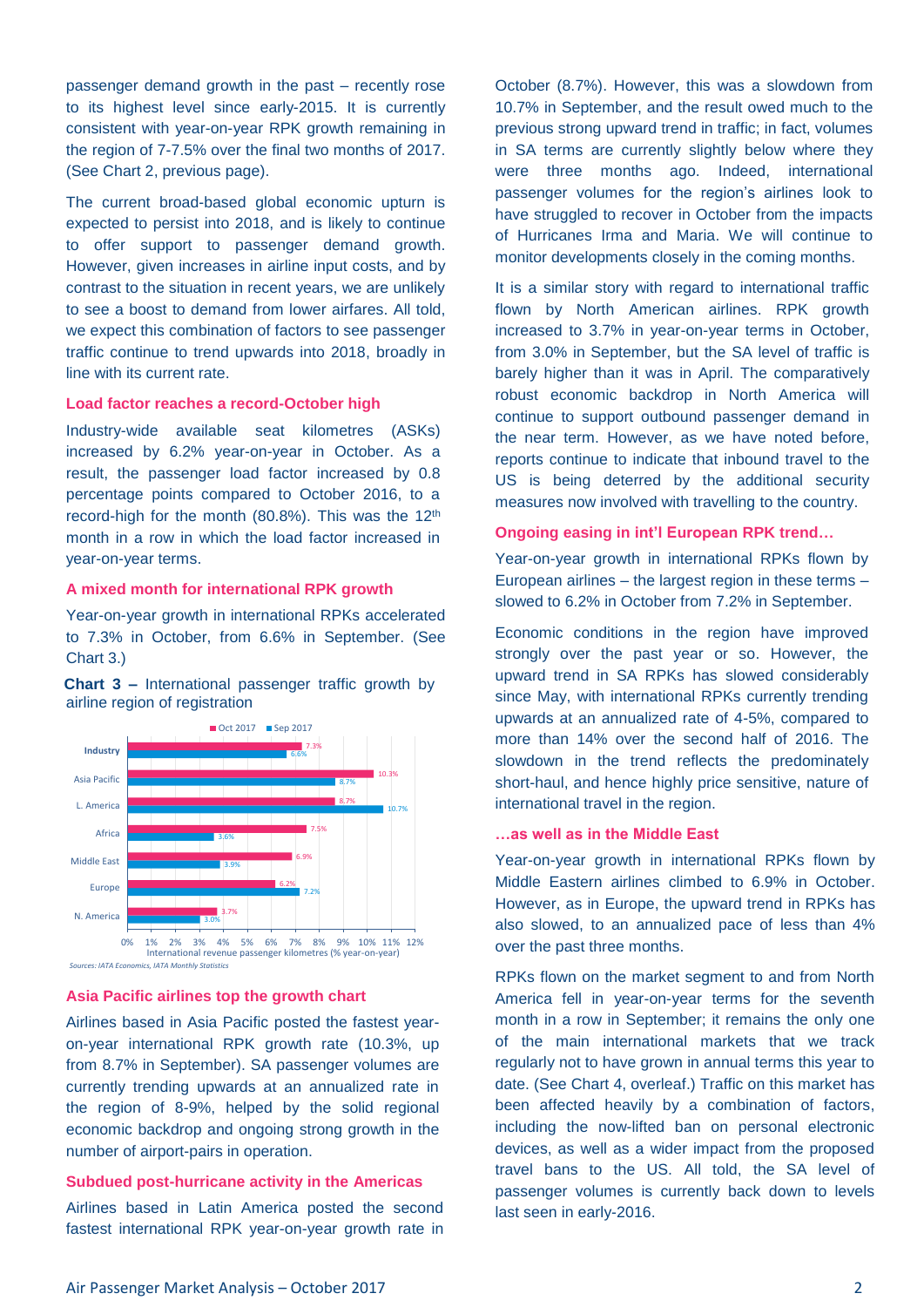passenger demand growth in the past – recently rose to its highest level since early-2015. It is currently consistent with year-on-year RPK growth remaining in the region of 7-7.5% over the final two months of 2017. (See Chart 2, previous page).

The current broad-based global economic upturn is expected to persist into 2018, and is likely to continue to offer support to passenger demand growth. However, given increases in airline input costs, and by contrast to the situation in recent years, we are unlikely to see a boost to demand from lower airfares. All told, we expect this combination of factors to see passenger traffic continue to trend upwards into 2018, broadly in line with its current rate.

### Load factor reaches a record-October high

Industry-wide available seat kilometres (ASKs) increased by 6.2% year-on-year in October. As a result, the passenger load factor increased by 0.8 percentage points compared to October 2016, to a record-high for the month (80.8%). This was the 12th month in a row in which the load factor increased in year-on-year terms.

### A mixed month for international RPK growth

Year-on-year growth in international RPKs accelerated to 7.3% in October, from 6.6% in September. (See Chart 3.)

**Chart 3 –** International passenger traffic growth by airline region of registration

| Region | Oct 2017 | Sep 2017 |
|---|---|---|
| Industry | 7.3% | 6.6% |
| Asia Pacific | 10.3% | 8.7% |
| L. America | 8.7% | 10.7% |
| Africa | 7.5% | 3.6% |
| Middle East | 6.9% | 3.9% |
| Europe | 6.2% | 7.2% |
| N. America | 3.7% | 3.0% |

International revenue passenger kilometres (% year-on-year)

*Sources: IATA Economics, IATA Monthly Statistics*

### Asia Pacific airlines top the growth chart

Airlines based in Asia Pacific posted the fastest year-on-year international RPK growth rate (10.3%, up from 8.7% in September). SA passenger volumes are currently trending upwards at an annualized rate in the region of 8-9%, helped by the solid regional economic backdrop and ongoing strong growth in the number of airport-pairs in operation.

### Subdued post-hurricane activity in the Americas

Airlines based in Latin America posted the second fastest international RPK year-on-year growth rate in October (8.7%). However, this was a slowdown from 10.7% in September, and the result owed much to the previous strong upward trend in traffic; in fact, volumes in SA terms are currently slightly below where they were three months ago. Indeed, international passenger volumes for the region's airlines look to have struggled to recover in October from the impacts of Hurricanes Irma and Maria. We will continue to monitor developments closely in the coming months.

It is a similar story with regard to international traffic flown by North American airlines. RPK growth increased to 3.7% in year-on-year terms in October, from 3.0% in September, but the SA level of traffic is barely higher than it was in April. The comparatively robust economic backdrop in North America will continue to support outbound passenger demand in the near term. However, as we have noted before, reports continue to indicate that inbound travel to the US is being deterred by the additional security measures now involved with travelling to the country.

### Ongoing easing in int'l European RPK trend…

Year-on-year growth in international RPKs flown by European airlines – the largest region in these terms – slowed to 6.2% in October from 7.2% in September.

Economic conditions in the region have improved strongly over the past year or so. However, the upward trend in SA RPKs has slowed considerably since May, with international RPKs currently trending upwards at an annualized rate of 4-5%, compared to more than 14% over the second half of 2016. The slowdown in the trend reflects the predominately short-haul, and hence highly price sensitive, nature of international travel in the region.

### …as well as in the Middle East

Year-on-year growth in international RPKs flown by Middle Eastern airlines climbed to 6.9% in October. However, as in Europe, the upward trend in RPKs has also slowed, to an annualized pace of less than 4% over the past three months.

RPKs flown on the market segment to and from North America fell in year-on-year terms for the seventh month in a row in September; it remains the only one of the main international markets that we track regularly not to have grown in annual terms this year to date. (See Chart 4, overleaf.) Traffic on this market has been affected heavily by a combination of factors, including the now-lifted ban on personal electronic devices, as well as a wider impact from the proposed travel bans to the US. All told, the SA level of passenger volumes is currently back down to levels last seen in early-2016.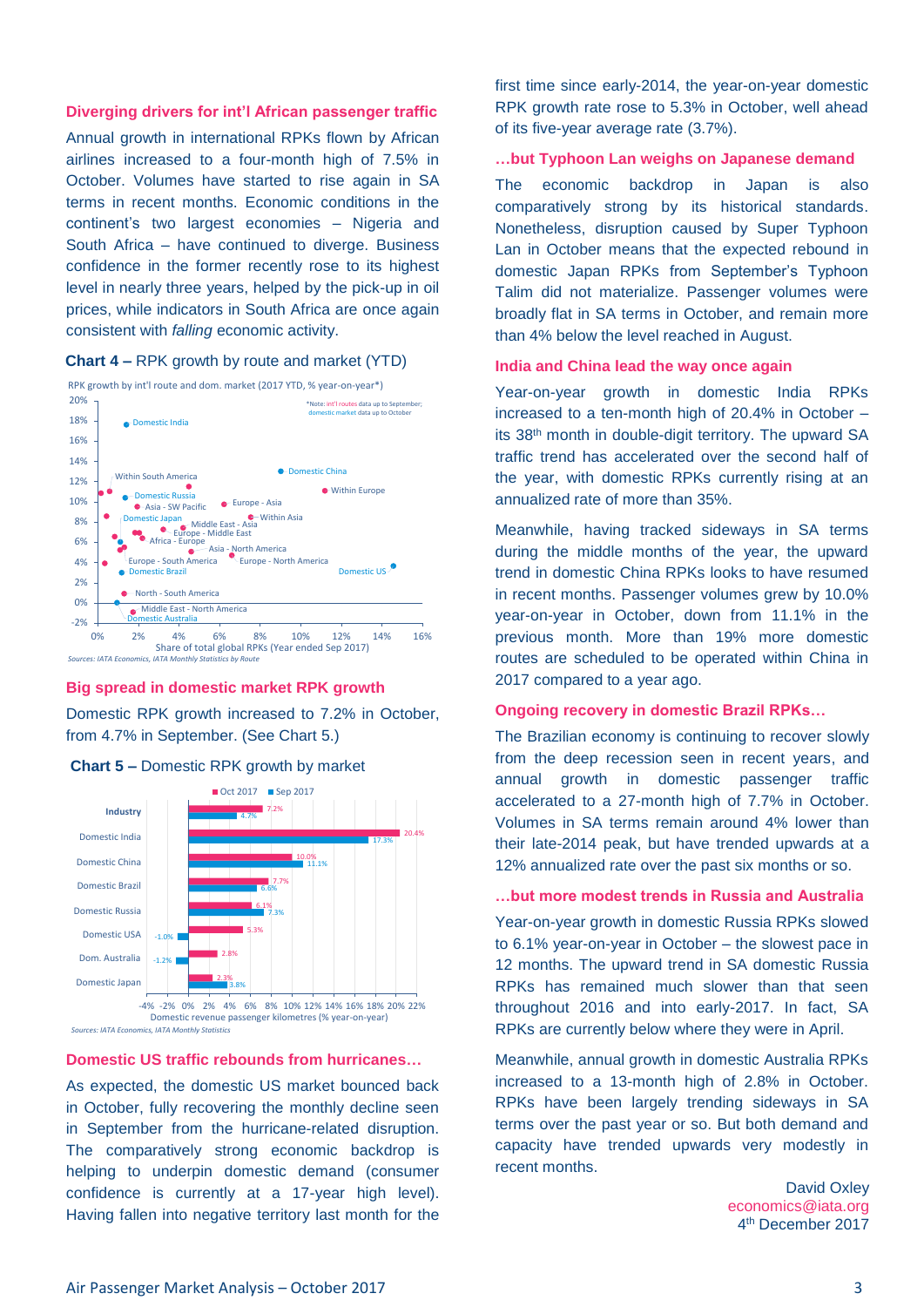### Diverging drivers for int'l African passenger traffic

Annual growth in international RPKs flown by African airlines increased to a four-month high of 7.5% in October. Volumes have started to rise again in SA terms in recent months. Economic conditions in the continent's two largest economies – Nigeria and South Africa – have continued to diverge. Business confidence in the former recently rose to its highest level in nearly three years, helped by the pick-up in oil prices, while indicators in South Africa are once again consistent with *falling* economic activity.

**Chart 4 –** RPK growth by route and market (YTD)

RPK growth by int'l route and dom. market (2017 YTD, % year-on-year*)

*Note: int'l routes data up to September; domestic market data up to October

Share of total global RPKs (Year ended Sep 2017)

*Sources: IATA Economics, IATA Monthly Statistics by Route*

### Big spread in domestic market RPK growth

Domestic RPK growth increased to 7.2% in October, from 4.7% in September. (See Chart 5.)

**Chart 5 –** Domestic RPK growth by market

| | Oct 2017 | Sep 2017 |
|---|---|---|
| Industry | 7.2% | 4.7% |
| Domestic India | 20.4% | 17.3% |
| Domestic China | 10.0% | 11.1% |
| Domestic Brazil | 7.7% | 6.6% |
| Domestic Russia | 6.1% | 7.3% |
| Domestic USA | 5.3% | -1.0% |
| Dom. Australia | 2.8% | -1.2% |
| Domestic Japan | 2.3% | 3.8% |

Domestic revenue passenger kilometres (% year-on-year)

*Sources: IATA Economics, IATA Monthly Statistics*

### Domestic US traffic rebounds from hurricanes…

As expected, the domestic US market bounced back in October, fully recovering the monthly decline seen in September from the hurricane-related disruption. The comparatively strong economic backdrop is helping to underpin domestic demand (consumer confidence is currently at a 17-year high level). Having fallen into negative territory last month for the first time since early-2014, the year-on-year domestic RPK growth rate rose to 5.3% in October, well ahead of its five-year average rate (3.7%).

### …but Typhoon Lan weighs on Japanese demand

The economic backdrop in Japan is also comparatively strong by its historical standards. Nonetheless, disruption caused by Super Typhoon Lan in October means that the expected rebound in domestic Japan RPKs from September's Typhoon Talim did not materialize. Passenger volumes were broadly flat in SA terms in October, and remain more than 4% below the level reached in August.

### India and China lead the way once again

Year-on-year growth in domestic India RPKs increased to a ten-month high of 20.4% in October – its 38th month in double-digit territory. The upward SA traffic trend has accelerated over the second half of the year, with domestic RPKs currently rising at an annualized rate of more than 35%.

Meanwhile, having tracked sideways in SA terms during the middle months of the year, the upward trend in domestic China RPKs looks to have resumed in recent months. Passenger volumes grew by 10.0% year-on-year in October, down from 11.1% in the previous month. More than 19% more domestic routes are scheduled to be operated within China in 2017 compared to a year ago.

### Ongoing recovery in domestic Brazil RPKs…

The Brazilian economy is continuing to recover slowly from the deep recession seen in recent years, and annual growth in domestic passenger traffic accelerated to a 27-month high of 7.7% in October. Volumes in SA terms remain around 4% lower than their late-2014 peak, but have trended upwards at a 12% annualized rate over the past six months or so.

### …but more modest trends in Russia and Australia

Year-on-year growth in domestic Russia RPKs slowed to 6.1% year-on-year in October – the slowest pace in 12 months. The upward trend in SA domestic Russia RPKs has remained much slower than that seen throughout 2016 and into early-2017. In fact, SA RPKs are currently below where they were in April.

Meanwhile, annual growth in domestic Australia RPKs increased to a 13-month high of 2.8% in October. RPKs have been largely trending sideways in SA terms over the past year or so. But both demand and capacity have trended upwards very modestly in recent months.

David Oxley
economics@iata.org
4th December 2017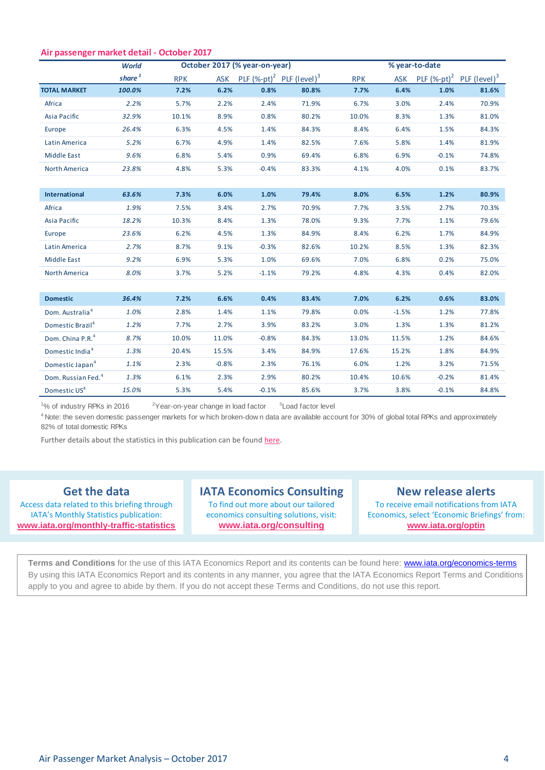## Air passenger market detail - October 2017

| | World share[1] | October 2017 (% year-on-year) | | | | % year-to-date | | | |
|---|---|---|---|---|---|---|---|---|---|
| | | RPK | ASK | PLF (%-pt)[2] | PLF (level)[3] | RPK | ASK | PLF (%-pt)[2] | PLF (level)[3] |
| **TOTAL MARKET** | ***100.0%*** | **7.2%** | **6.2%** | **0.8%** | **80.8%** | **7.7%** | **6.4%** | **1.0%** | **81.6%** |
| Africa | *2.2%* | 5.7% | 2.2% | 2.4% | 71.9% | 6.7% | 3.0% | 2.4% | 70.9% |
| Asia Pacific | *32.9%* | 10.1% | 8.9% | 0.8% | 80.2% | 10.0% | 8.3% | 1.3% | 81.0% |
| Europe | *26.4%* | 6.3% | 4.5% | 1.4% | 84.3% | 8.4% | 6.4% | 1.5% | 84.3% |
| Latin America | *5.2%* | 6.7% | 4.9% | 1.4% | 82.5% | 7.6% | 5.8% | 1.4% | 81.9% |
| Middle East | *9.6%* | 6.8% | 5.4% | 0.9% | 69.4% | 6.8% | 6.9% | -0.1% | 74.8% |
| North America | *23.8%* | 4.8% | 5.3% | -0.4% | 83.3% | 4.1% | 4.0% | 0.1% | 83.7% |
| **International** | ***63.6%*** | **7.3%** | **6.0%** | **1.0%** | **79.4%** | **8.0%** | **6.5%** | **1.2%** | **80.9%** |
| Africa | *1.9%* | 7.5% | 3.4% | 2.7% | 70.9% | 7.7% | 3.5% | 2.7% | 70.3% |
| Asia Pacific | *18.2%* | 10.3% | 8.4% | 1.3% | 78.0% | 9.3% | 7.7% | 1.1% | 79.6% |
| Europe | *23.6%* | 6.2% | 4.5% | 1.3% | 84.9% | 8.4% | 6.2% | 1.7% | 84.9% |
| Latin America | *2.7%* | 8.7% | 9.1% | -0.3% | 82.6% | 10.2% | 8.5% | 1.3% | 82.3% |
| Middle East | *9.2%* | 6.9% | 5.3% | 1.0% | 69.6% | 7.0% | 6.8% | 0.2% | 75.0% |
| North America | *8.0%* | 3.7% | 5.2% | -1.1% | 79.2% | 4.8% | 4.3% | 0.4% | 82.0% |
| **Domestic** | ***36.4%*** | **7.2%** | **6.6%** | **0.4%** | **83.4%** | **7.0%** | **6.2%** | **0.6%** | **83.0%** |
| Dom. Australia[4] | *1.0%* | 2.8% | 1.4% | 1.1% | 79.8% | 0.0% | -1.5% | 1.2% | 77.8% |
| Domestic Brazil[4] | *1.2%* | 7.7% | 2.7% | 3.9% | 83.2% | 3.0% | 1.3% | 1.3% | 81.2% |
| Dom. China P.R.[4] | *8.7%* | 10.0% | 11.0% | -0.8% | 84.3% | 13.0% | 11.5% | 1.2% | 84.6% |
| Domestic India[4] | *1.3%* | 20.4% | 15.5% | 3.4% | 84.9% | 17.6% | 15.2% | 1.8% | 84.9% |
| Domestic Japan[4] | *1.1%* | 2.3% | -0.8% | 2.3% | 76.1% | 6.0% | 1.2% | 3.2% | 71.5% |
| Dom. Russian Fed.[4] | *1.3%* | 6.1% | 2.3% | 2.9% | 80.2% | 10.4% | 10.6% | -0.2% | 81.4% |
| Domestic US[4] | *15.0%* | 5.3% | 5.4% | -0.1% | 85.6% | 3.7% | 3.8% | -0.1% | 84.8% |

[1]% of industry RPKs in 2016 [2]Year-on-year change in load factor [3]Load factor level

[4]Note: the seven domestic passenger markets for which broken-down data are available account for 30% of global total RPKs and approximately 82% of total domestic RPKs

Further details about the statistics in this publication can be found here.

### Get the data

Access data related to this briefing through IATA's Monthly Statistics publication:
**www.iata.org/monthly-traffic-statistics**

### IATA Economics Consulting

To find out more about our tailored economics consulting solutions, visit:
**www.iata.org/consulting**

### New release alerts

To receive email notifications from IATA Economics, select 'Economic Briefings' from:
**www.iata.org/optin**

**Terms and Conditions** for the use of this IATA Economics Report and its contents can be found here: www.iata.org/economics-terms
By using this IATA Economics Report and its contents in any manner, you agree that the IATA Economics Report Terms and Conditions apply to you and agree to abide by them. If you do not accept these Terms and Conditions, do not use this report.